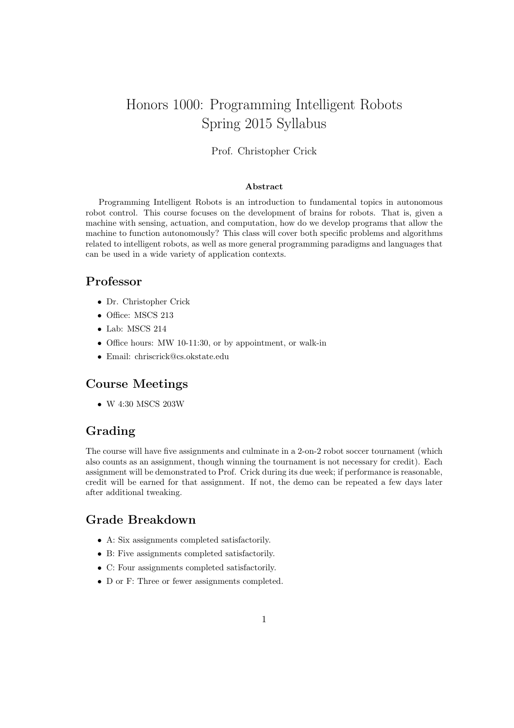# Honors 1000: Programming Intelligent Robots
# Spring 2015 Syllabus

Prof. Christopher Crick

**Abstract**

Programming Intelligent Robots is an introduction to fundamental topics in autonomous robot control. This course focuses on the development of brains for robots. That is, given a machine with sensing, actuation, and computation, how do we develop programs that allow the machine to function autonomously? This class will cover both specific problems and algorithms related to intelligent robots, as well as more general programming paradigms and languages that can be used in a wide variety of application contexts.

## Professor

- Dr. Christopher Crick
- Office: MSCS 213
- Lab: MSCS 214
- Office hours: MW 10-11:30, or by appointment, or walk-in
- Email: chriscrick@cs.okstate.edu

## Course Meetings

- W 4:30 MSCS 203W

## Grading

The course will have five assignments and culminate in a 2-on-2 robot soccer tournament (which also counts as an assignment, though winning the tournament is not necessary for credit). Each assignment will be demonstrated to Prof. Crick during its due week; if performance is reasonable, credit will be earned for that assignment. If not, the demo can be repeated a few days later after additional tweaking.

## Grade Breakdown

- A: Six assignments completed satisfactorily.
- B: Five assignments completed satisfactorily.
- C: Four assignments completed satisfactorily.
- D or F: Three or fewer assignments completed.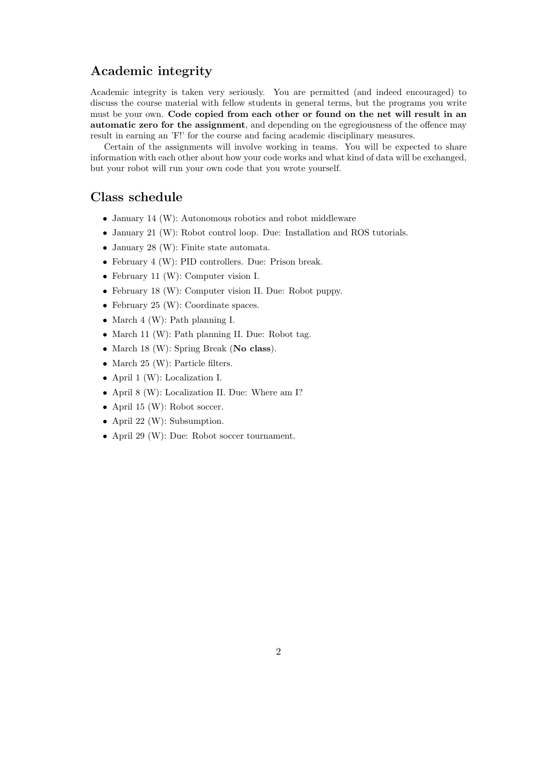## Academic integrity

Academic integrity is taken very seriously. You are permitted (and indeed encouraged) to discuss the course material with fellow students in general terms, but the programs you write must be your own. **Code copied from each other or found on the net will result in an automatic zero for the assignment**, and depending on the egregiousness of the offence may result in earning an 'F!' for the course and facing academic disciplinary measures.

Certain of the assignments will involve working in teams. You will be expected to share information with each other about how your code works and what kind of data will be exchanged, but your robot will run your own code that you wrote yourself.

## Class schedule

- January 14 (W): Autonomous robotics and robot middleware
- January 21 (W): Robot control loop. Due: Installation and ROS tutorials.
- January 28 (W): Finite state automata.
- February 4 (W): PID controllers. Due: Prison break.
- February 11 (W): Computer vision I.
- February 18 (W): Computer vision II. Due: Robot puppy.
- February 25 (W): Coordinate spaces.
- March 4 (W): Path planning I.
- March 11 (W): Path planning II. Due: Robot tag.
- March 18 (W): Spring Break (**No class**).
- March 25 (W): Particle filters.
- April 1 (W): Localization I.
- April 8 (W): Localization II. Due: Where am I?
- April 15 (W): Robot soccer.
- April 22 (W): Subsumption.
- April 29 (W): Due: Robot soccer tournament.